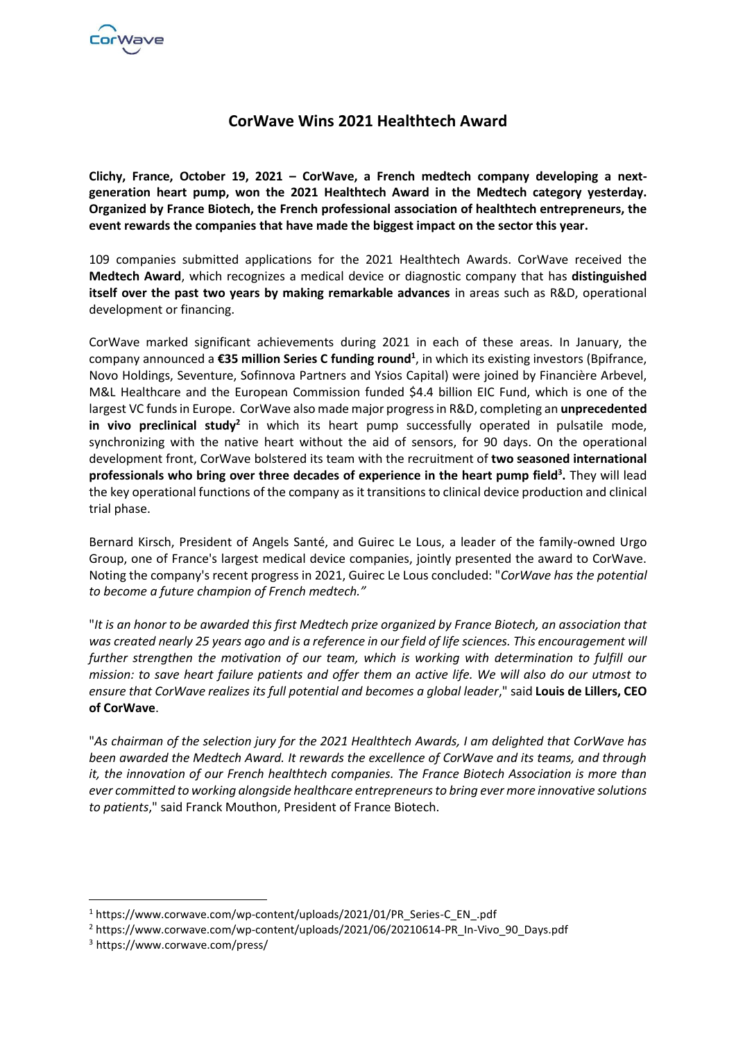# CorWave Wins 2021 Healthtech Award

**Clichy, France, October 19, 2021 – CorWave, a French medtech company developing a next-generation heart pump, won the 2021 Healthtech Award in the Medtech category yesterday. Organized by France Biotech, the French professional association of healthtech entrepreneurs, the event rewards the companies that have made the biggest impact on the sector this year.**

109 companies submitted applications for the 2021 Healthtech Awards. CorWave received the **Medtech Award**, which recognizes a medical device or diagnostic company that has **distinguished itself over the past two years by making remarkable advances** in areas such as R&D, operational development or financing.

CorWave marked significant achievements during 2021 in each of these areas. In January, the company announced a **€35 million Series C funding round**[1], in which its existing investors (Bpifrance, Novo Holdings, Seventure, Sofinnova Partners and Ysios Capital) were joined by Financière Arbevel, M&L Healthcare and the European Commission funded $4.4 billion EIC Fund, which is one of the largest VC funds in Europe. CorWave also made major progress in R&D, completing an **unprecedented in vivo preclinical study**[2] in which its heart pump successfully operated in pulsatile mode, synchronizing with the native heart without the aid of sensors, for 90 days. On the operational development front, CorWave bolstered its team with the recruitment of **two seasoned international professionals who bring over three decades of experience in the heart pump field**[3]**.** They will lead the key operational functions of the company as it transitions to clinical device production and clinical trial phase.

Bernard Kirsch, President of Angels Santé, and Guirec Le Lous, a leader of the family-owned Urgo Group, one of France's largest medical device companies, jointly presented the award to CorWave. Noting the company's recent progress in 2021, Guirec Le Lous concluded: "*CorWave has the potential to become a future champion of French medtech.”*

"*It is an honor to be awarded this first Medtech prize organized by France Biotech, an association that was created nearly 25 years ago and is a reference in our field of life sciences. This encouragement will further strengthen the motivation of our team, which is working with determination to fulfill our mission: to save heart failure patients and offer them an active life. We will also do our utmost to ensure that CorWave realizes its full potential and becomes a global leader*," said **Louis de Lillers, CEO of CorWave**.

"*As chairman of the selection jury for the 2021 Healthtech Awards, I am delighted that CorWave has been awarded the Medtech Award. It rewards the excellence of CorWave and its teams, and through it, the innovation of our French healthtech companies. The France Biotech Association is more than ever committed to working alongside healthcare entrepreneurs to bring ever more innovative solutions to patients*," said Franck Mouthon, President of France Biotech.

---

[1] https://www.corwave.com/wp-content/uploads/2021/01/PR_Series-C_EN_.pdf

[2] https://www.corwave.com/wp-content/uploads/2021/06/20210614-PR_In-Vivo_90_Days.pdf

[3] https://www.corwave.com/press/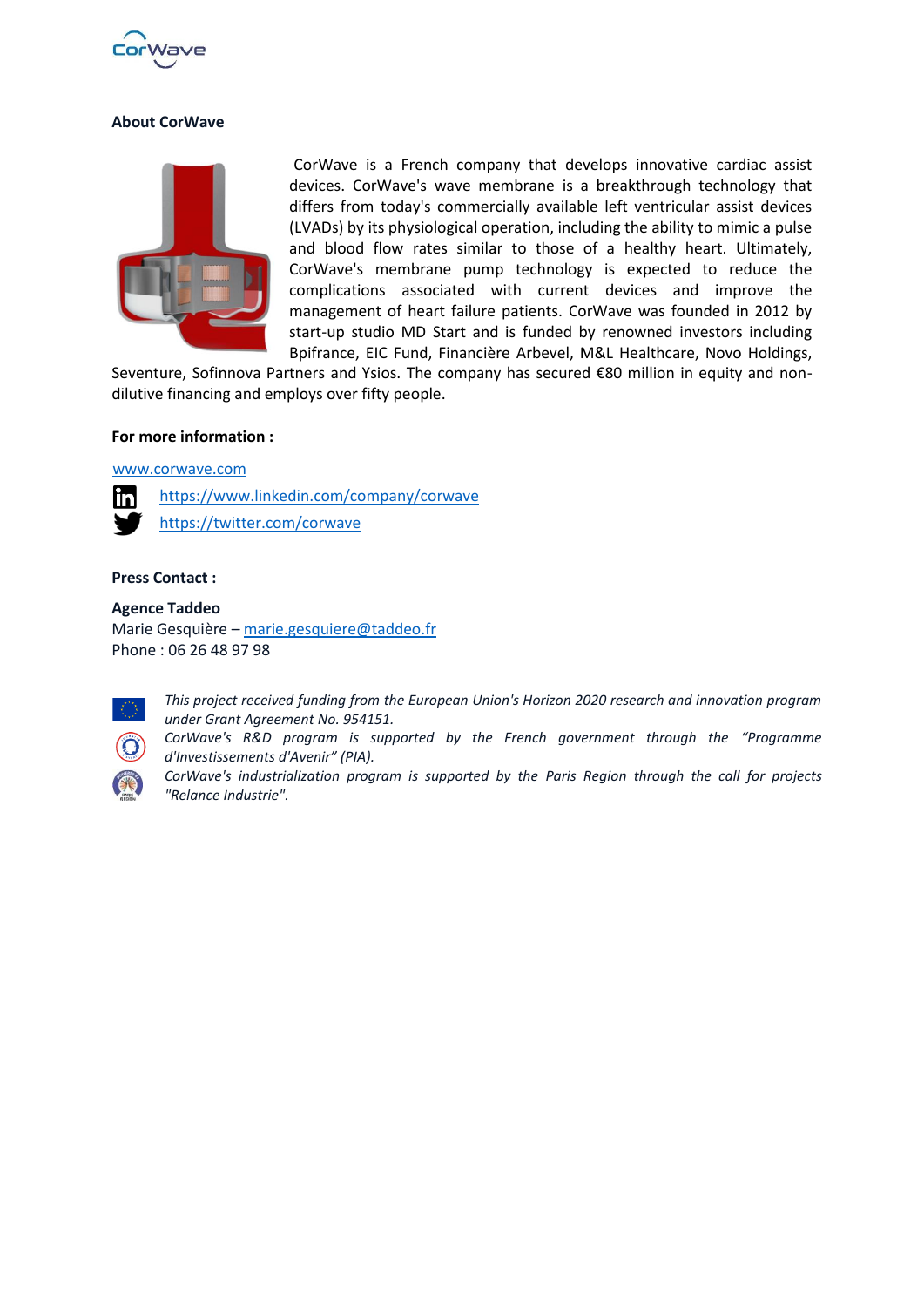## About CorWave

CorWave is a French company that develops innovative cardiac assist devices. CorWave's wave membrane is a breakthrough technology that differs from today's commercially available left ventricular assist devices (LVADs) by its physiological operation, including the ability to mimic a pulse and blood flow rates similar to those of a healthy heart. Ultimately, CorWave's membrane pump technology is expected to reduce the complications associated with current devices and improve the management of heart failure patients. CorWave was founded in 2012 by start-up studio MD Start and is funded by renowned investors including Bpifrance, EIC Fund, Financière Arbevel, M&L Healthcare, Novo Holdings, Seventure, Sofinnova Partners and Ysios. The company has secured €80 million in equity and non-dilutive financing and employs over fifty people.

**For more information :**

[www.corwave.com](http://www.corwave.com)

[https://www.linkedin.com/company/corwave](https://www.linkedin.com/company/corwave)

[https://twitter.com/corwave](https://twitter.com/corwave)

**Press Contact :**

**Agence Taddeo**
Marie Gesquière – [marie.gesquiere@taddeo.fr](mailto:marie.gesquiere@taddeo.fr)
Phone : 06 26 48 97 98

*This project received funding from the European Union's Horizon 2020 research and innovation program under Grant Agreement No. 954151.*

*CorWave's R&D program is supported by the French government through the "Programme d'Investissements d'Avenir" (PIA).*

*CorWave's industrialization program is supported by the Paris Region through the call for projects "Relance Industrie".*